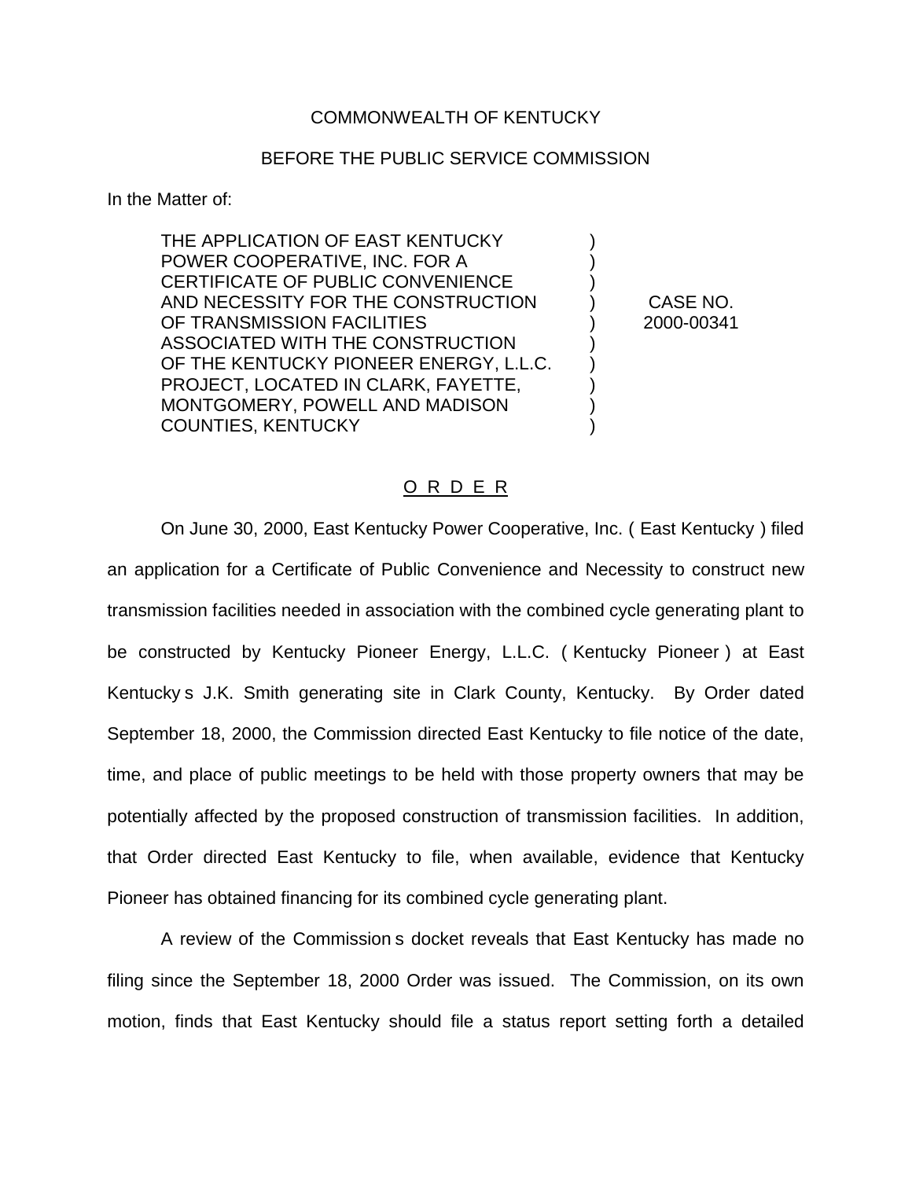COMMONWEALTH OF KENTUCKY

BEFORE THE PUBLIC SERVICE COMMISSION

In the Matter of:

THE APPLICATION OF EAST KENTUCKY POWER COOPERATIVE, INC. FOR A CERTIFICATE OF PUBLIC CONVENIENCE AND NECESSITY FOR THE CONSTRUCTION OF TRANSMISSION FACILITIES ASSOCIATED WITH THE CONSTRUCTION OF THE KENTUCKY PIONEER ENERGY, L.L.C. PROJECT, LOCATED IN CLARK, FAYETTE, MONTGOMERY, POWELL AND MADISON COUNTIES, KENTUCKY

CASE NO. 2000-00341

O R D E R

On June 30, 2000, East Kentucky Power Cooperative, Inc. ( East Kentucky ) filed an application for a Certificate of Public Convenience and Necessity to construct new transmission facilities needed in association with the combined cycle generating plant to be constructed by Kentucky Pioneer Energy, L.L.C. ( Kentucky Pioneer ) at East Kentucky s J.K. Smith generating site in Clark County, Kentucky. By Order dated September 18, 2000, the Commission directed East Kentucky to file notice of the date, time, and place of public meetings to be held with those property owners that may be potentially affected by the proposed construction of transmission facilities. In addition, that Order directed East Kentucky to file, when available, evidence that Kentucky Pioneer has obtained financing for its combined cycle generating plant.

A review of the Commission s docket reveals that East Kentucky has made no filing since the September 18, 2000 Order was issued. The Commission, on its own motion, finds that East Kentucky should file a status report setting forth a detailed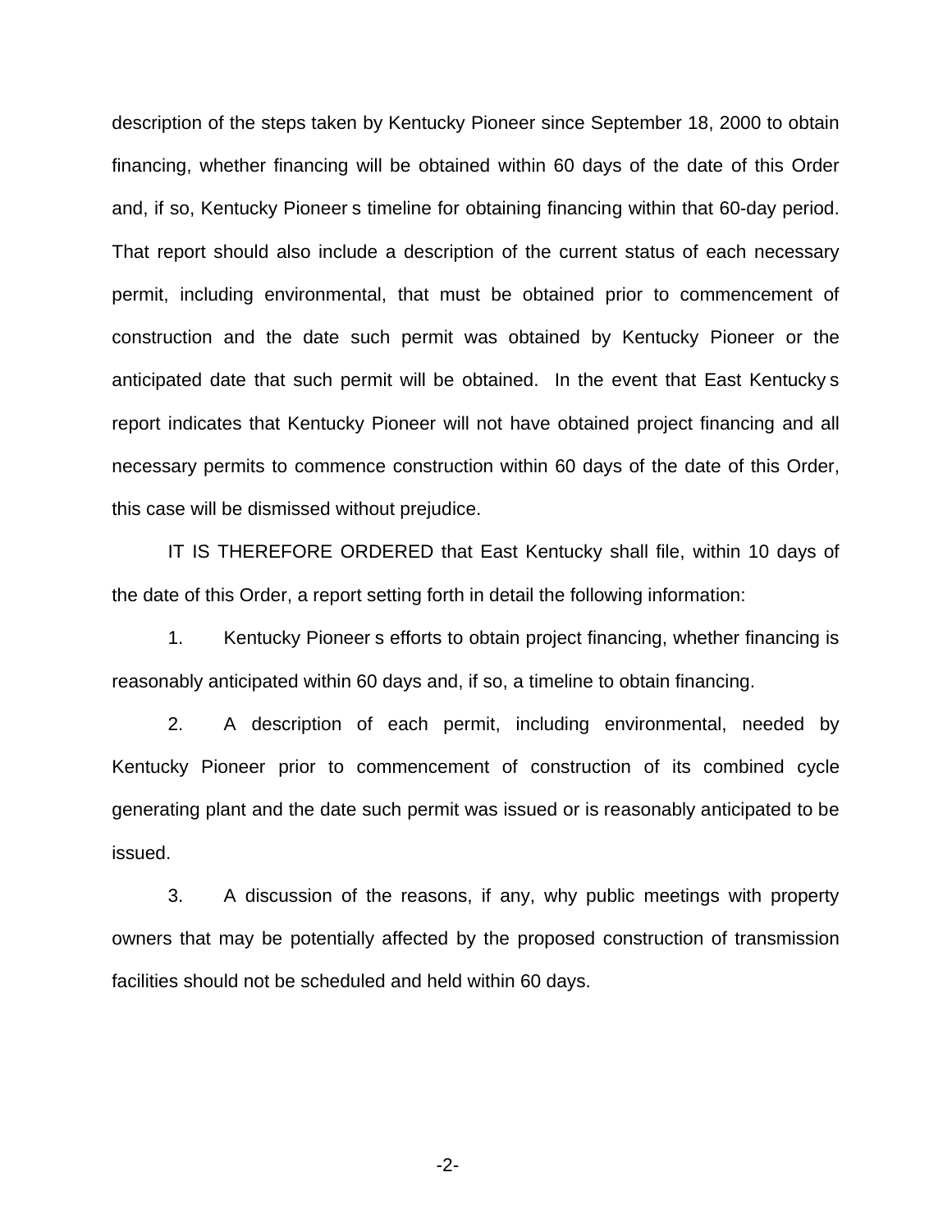description of the steps taken by Kentucky Pioneer since September 18, 2000 to obtain financing, whether financing will be obtained within 60 days of the date of this Order and, if so, Kentucky Pioneer s timeline for obtaining financing within that 60-day period. That report should also include a description of the current status of each necessary permit, including environmental, that must be obtained prior to commencement of construction and the date such permit was obtained by Kentucky Pioneer or the anticipated date that such permit will be obtained. In the event that East Kentucky s report indicates that Kentucky Pioneer will not have obtained project financing and all necessary permits to commence construction within 60 days of the date of this Order, this case will be dismissed without prejudice.

IT IS THEREFORE ORDERED that East Kentucky shall file, within 10 days of the date of this Order, a report setting forth in detail the following information:

1. Kentucky Pioneer s efforts to obtain project financing, whether financing is reasonably anticipated within 60 days and, if so, a timeline to obtain financing.

2. A description of each permit, including environmental, needed by Kentucky Pioneer prior to commencement of construction of its combined cycle generating plant and the date such permit was issued or is reasonably anticipated to be issued.

3. A discussion of the reasons, if any, why public meetings with property owners that may be potentially affected by the proposed construction of transmission facilities should not be scheduled and held within 60 days.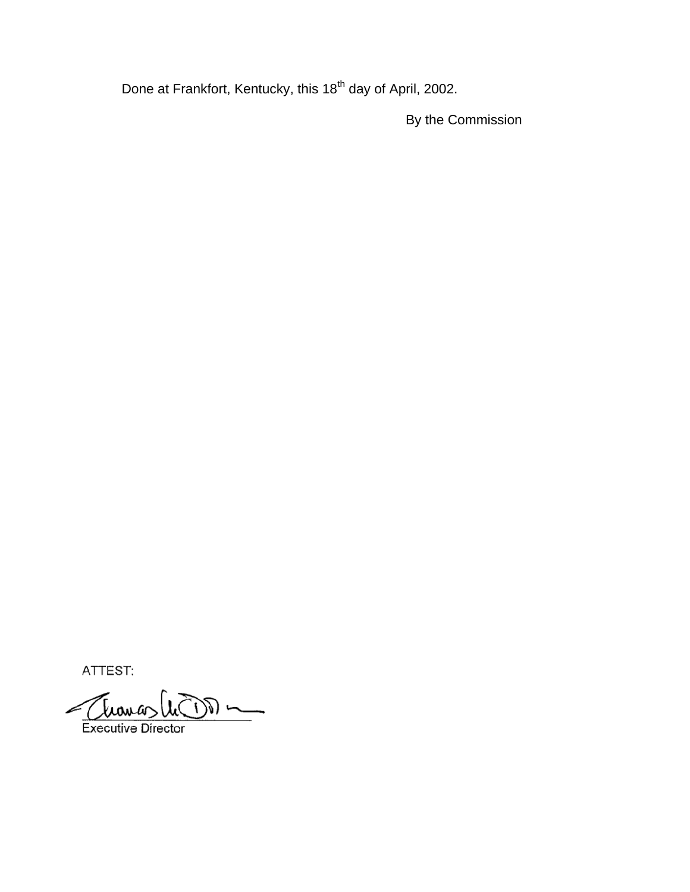Done at Frankfort, Kentucky, this 18th day of April, 2002.

By the Commission

ATTEST:

Executive Director